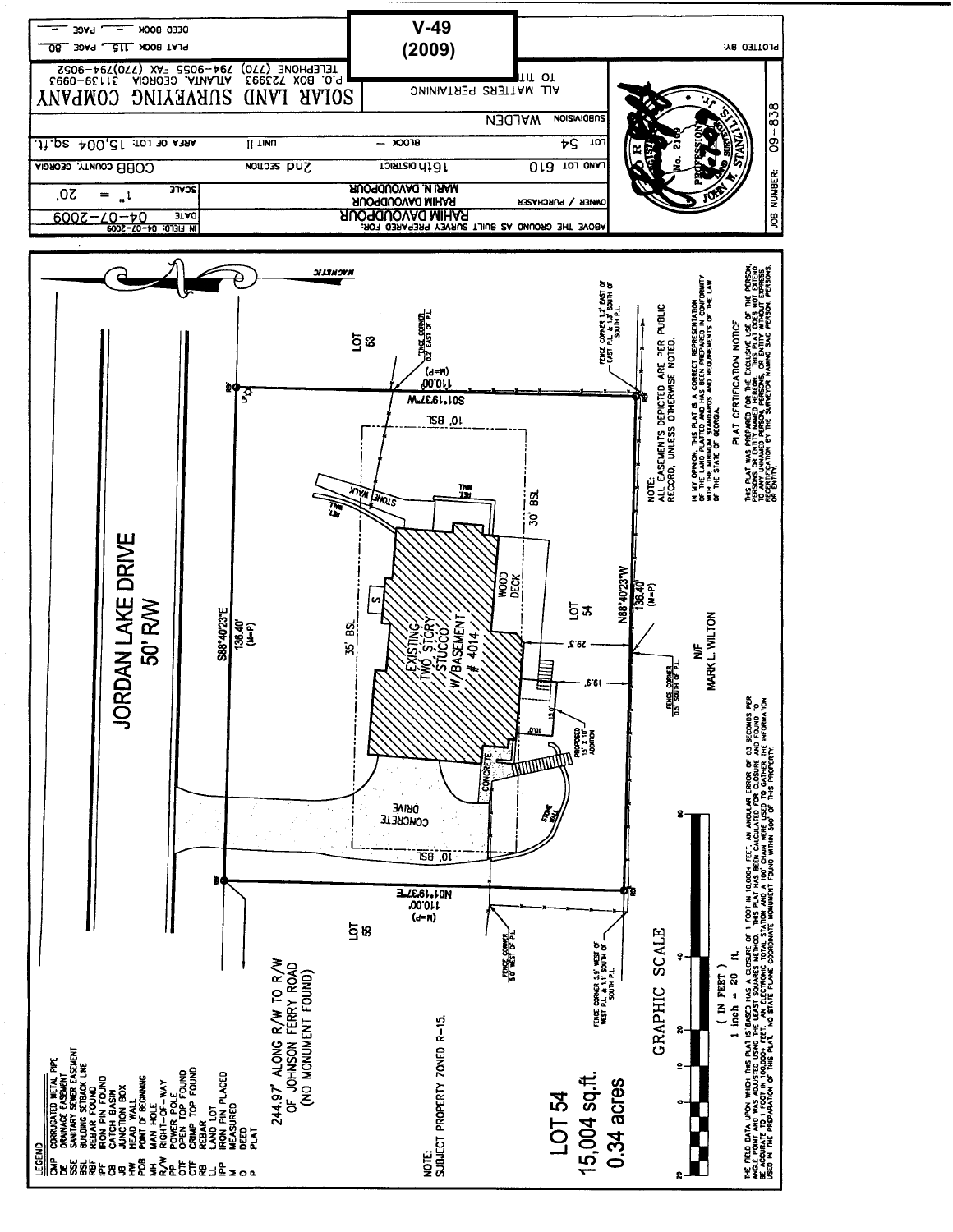# V-49 (2009)

ABOVE THE GROUND AS BUILT SURVEY PREPARED FOR:
RAHIM DAVOUDPOUR

| | | | |
|---|---|---|---|
| OWNER / PURCHASER | RAHIM DAVOUDPOUR MARI N. DAVOUDPOUR | DATE | 04-07-2009 |
| | | IN FIELD: | 04-07-2009 |
| | | SCALE | 1" = 20' |
| LAND LOT 610 | 16th DISTRICT | 2nd SECTION | COBB COUNTY, GEORGIA |
| LOT 54 | BLOCK — | UNIT II | AREA OF LOT: 15,004 sq.ft. |
| SUBDIVISION WALDEN | | | |

TO TITLE ALL MATTERS PERTAINING

**SOLAR LAND SURVEYING COMPANY**
P.O. BOX 723993 ATLANTA, GEORGIA 31139-0993
TELEPHONE (770) 794-9055 FAX (770)794-9052

PLAT BOOK 115 PAGE 80
DEED BOOK — PAGE —

PLOTTED BY:

JOB NUMBER: 09-838

JOHN W. STANZILIS, Jr. PROFESSIONAL LAND SURVEYOR No. 2108

---

JORDAN LAKE DRIVE
50' R/W

S88°40'23"E 136.40' (M=P)
S01°19'37"W 110.00' (M=P)
N88°40'23"W 136.40' (M=P)
N01°19'37"E 110.00' (M=P)

EXISTING TWO STORY STUCCO W/BASEMENT # 4014

35' BSL — 10' BSL — 30' BSL — 10' BSL

WOOD DECK — STONE WALK — CONCRETE DRIVE — CONCRETE — STONE WALL — RET. WALL

PROPOSED 15' X 10' ADDITION

29.3' — 19.9' — 15.0' — 10.0'

LOT 53 — LOT 54 — LOT 55

N/F MARK L. WILTON

FENCE CORNER 0.2' EAST OF P.L.
FENCE CORNER 1.7' EAST OF EAST P.L. & 1.3' SOUTH OF SOUTH P.L.
FENCE CORNER 0.5' SOUTH OF P.L.
FENCE CORNER 3.0' WEST OF P.L.
FENCE CORNER 5.9' WEST OF WEST P.L. & 1.1' SOUTH OF SOUTH P.L.

244.97' ALONG R/W TO R/W OF JOHNSON FERRY ROAD (NO MONUMENT FOUND)

MAGNETIC

NOTE:
ALL EASEMENTS DEPICTED ARE PER PUBLIC RECORD, UNLESS OTHERWISE NOTED.

IN MY OPINION, THIS PLAT IS A CORRECT REPRESENTATION OF THE LAND PLATTED AND HAS BEEN PREPARED IN CONFORMITY WITH THE MINIMUM STANDARDS AND REQUIREMENTS OF THE LAW OF THE STATE OF GEORGIA.

PLAT CERTIFICATION NOTICE
THIS PLAT WAS PREPARED FOR THE EXCLUSIVE USE OF THE PERSON, PERSONS OR ENTITY NAMED HEREON. THIS PLAT DOES NOT EXTEND TO ANY UNNAMED PERSON, PERSONS, OR ENTITY WITHOUT EXPRESS RECERTIFICATION BY THE SURVEYOR NAMING SAID PERSON, PERSONS, OR ENTITY.

NOTE:
SUBJECT PROPERTY ZONED R-15.

**LOT 54**
**15,004 sq.ft.**
**0.34 acres**

GRAPHIC SCALE
( IN FEET )
1 inch = 20 ft.

THE FIELD DATA UPON WHICH THIS PLAT IS BASED HAS A CLOSURE OF 1 FOOT IN 10,000+ FEET, AN ANGULAR ERROR OF 03 SECONDS PER ANGLE POINT AND WAS ADJUSTED USING THE LEAST SQUARES METHOD. THIS PLAT HAS BEEN CALCULATED FOR CLOSURE AND FOUND TO BE ACCURATE TO 1 FOOT IN 100,000+ FEET. AN ELECTRONIC TOTAL STATION AND A 100' CHAIN WERE USED TO GATHER THE INFORMATION USED IN THE PREPARATION OF THIS PLAT. NO STATE PLANE COORDINATE MONUMENT FOUND WITHIN 500' OF THIS PROPERTY.

**LEGEND**

- CMP CORRUGATED METAL PIPE
- DE DRAINAGE EASEMENT
- SSE SANITARY SEWER EASEMENT
- BSL BUILDING SETBACK LINE
- RBF REBAR FOUND
- IPF IRON PIN FOUND
- CB CATCH BASIN
- JB JUNCTION BOX
- HW HEAD WALL
- POB POINT OF BEGINNING
- MH MAN HOLE
- R/W RIGHT-OF-WAY
- PP POWER POLE
- OTF OPEN TOP FOUND
- CTF CRIMP TOP FOUND
- RB REBAR
- LL LAND LOT
- IPP IRON PIN PLACED
- M MEASURED
- D DEED
- P PLAT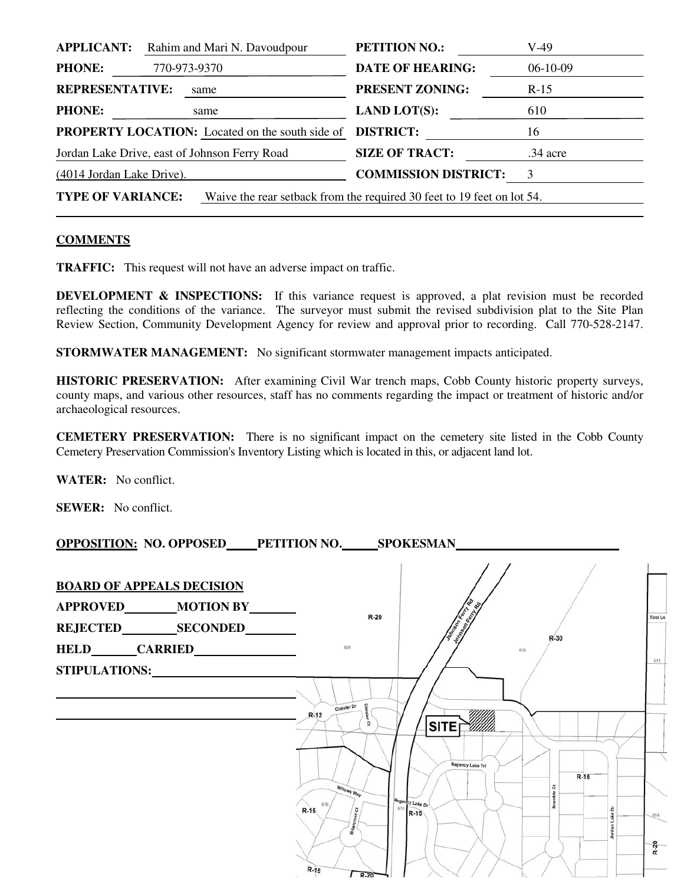| | | | |
|---|---|---|---|
| **APPLICANT:** | Rahim and Mari N. Davoudpour | **PETITION NO.:** | V-49 |
| **PHONE:** | 770-973-9370 | **DATE OF HEARING:** | 06-10-09 |
| **REPRESENTATIVE:** | same | **PRESENT ZONING:** | R-15 |
| **PHONE:** | same | **LAND LOT(S):** | 610 |
| **PROPERTY LOCATION:** | Located on the south side of Jordan Lake Drive, east of Johnson Ferry Road (4014 Jordan Lake Drive). | **DISTRICT:** | 16 |
| | | **SIZE OF TRACT:** | .34 acre |
| | | **COMMISSION DISTRICT:** | 3 |

**TYPE OF VARIANCE:** Waive the rear setback from the required 30 feet to 19 feet on lot 54.

## COMMENTS

**TRAFFIC:** This request will not have an adverse impact on traffic.

**DEVELOPMENT & INSPECTIONS:** If this variance request is approved, a plat revision must be recorded reflecting the conditions of the variance. The surveyor must submit the revised subdivision plat to the Site Plan Review Section, Community Development Agency for review and approval prior to recording. Call 770-528-2147.

**STORMWATER MANAGEMENT:** No significant stormwater management impacts anticipated.

**HISTORIC PRESERVATION:** After examining Civil War trench maps, Cobb County historic property surveys, county maps, and various other resources, staff has no comments regarding the impact or treatment of historic and/or archaeological resources.

**CEMETERY PRESERVATION:** There is no significant impact on the cemetery site listed in the Cobb County Cemetery Preservation Commission's Inventory Listing which is located in this, or adjacent land lot.

**WATER:** No conflict.

**SEWER:** No conflict.

**OPPOSITION: NO. OPPOSED\_\_\_\_ PETITION NO.\_\_\_\_ SPOKESMAN\_\_\_\_\_\_\_\_\_\_\_\_\_\_\_\_\_\_\_\_**

**BOARD OF APPEALS DECISION**

**APPROVED**\_\_\_\_\_\_\_\_ **MOTION BY**\_\_\_\_\_\_\_

**REJECTED**\_\_\_\_\_\_\_\_ **SECONDED**\_\_\_\_\_\_\_\_

**HELD**\_\_\_\_\_\_\_ **CARRIED**\_\_\_\_\_\_\_\_\_\_\_\_\_\_\_

**STIPULATIONS:**\_\_\_\_\_\_\_\_\_\_\_\_\_\_\_\_\_\_\_\_\_\_\_\_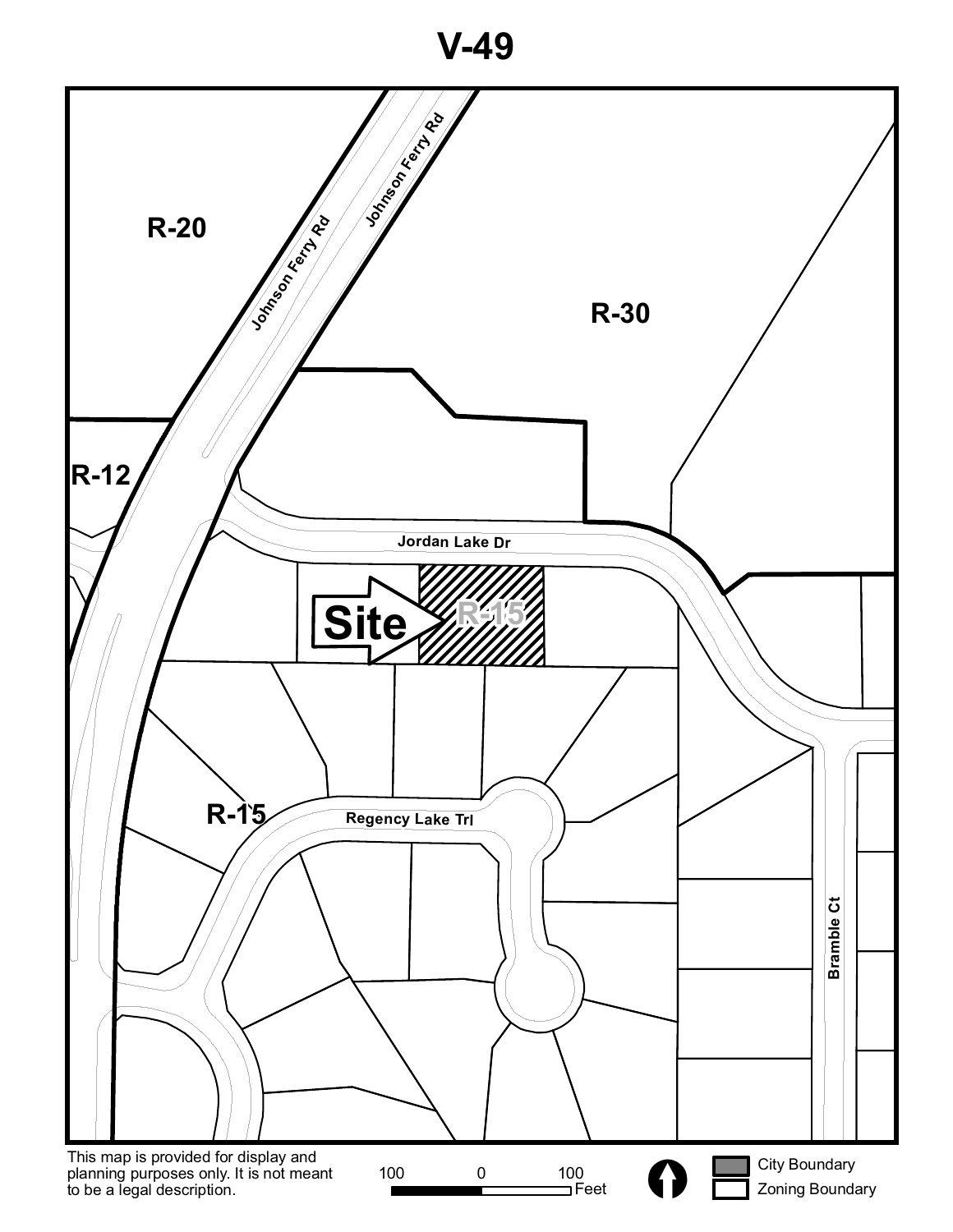# V-49

R-20

Johnson Ferry Rd

Johnson Ferry Rd

R-30

R-12

Jordan Lake Dr

Site

R-15

R-15

Regency Lake Trl

Bramble Ct

This map is provided for display and planning purposes only. It is not meant to be a legal description.

100 0 100 Feet

City Boundary

Zoning Boundary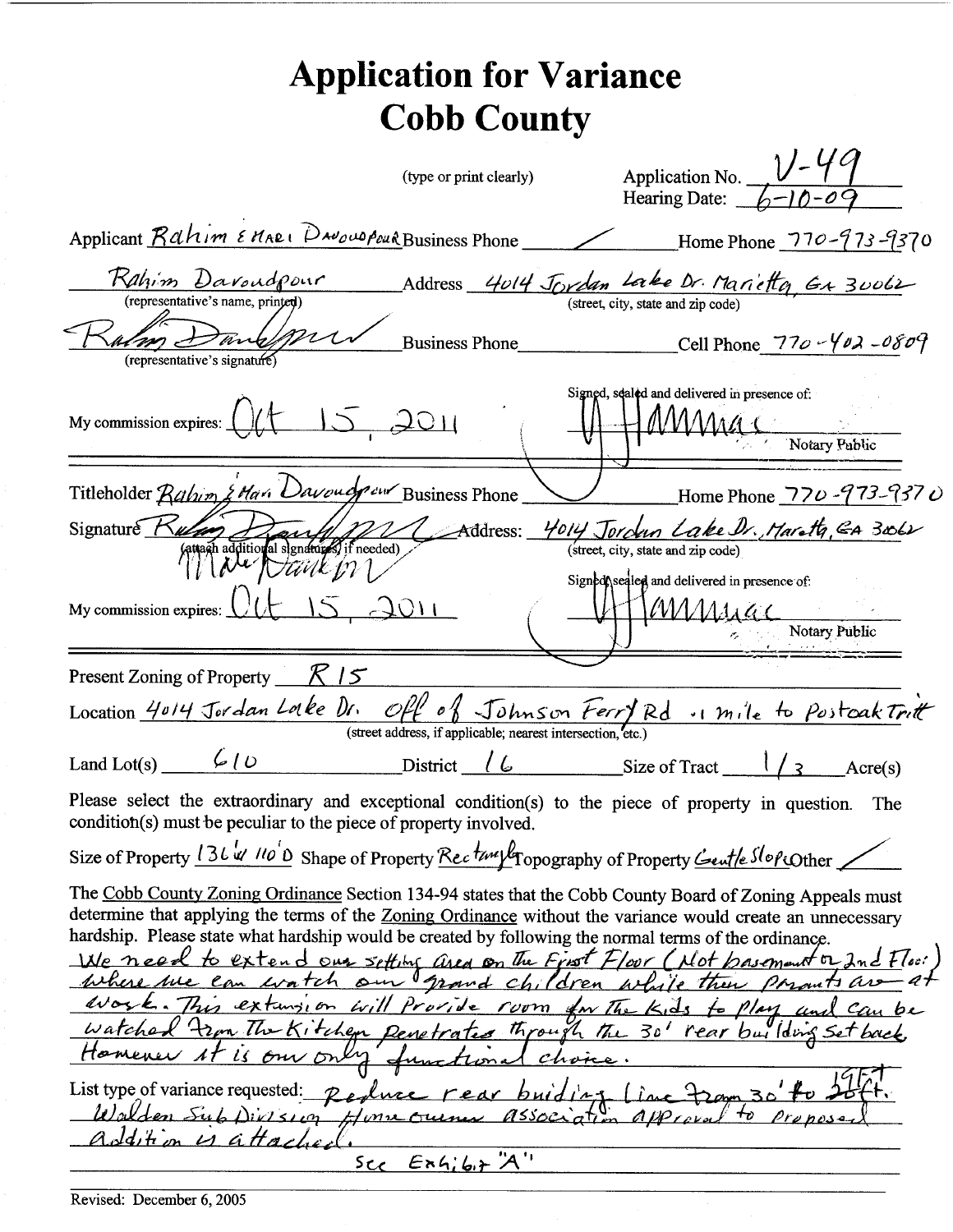# Application for Variance
# Cobb County

(type or print clearly)

Application No. V-49
Hearing Date: 6-10-09

Applicant Rahim & Mari Davoudpour Business Phone / Home Phone 770-973-9370

Rahim Davoudpour
(representative's name, printed)

Address 4014 Jordan Lake Dr. Marietta, GA 30062
(street, city, state and zip code)

Rahim Davoudpour
(representative's signature)

Business Phone ______ Cell Phone 770-402-0809

My commission expires: Oct 15, 2011

Signed, sealed and delivered in presence of:
[signature]
Notary Public

Titleholder Rahim & Mari Davoudpour Business Phone ______ Home Phone 770-973-9370

Signature Rahim Davoudpour / Mari Davoudpour
(attach additional signatures, if needed)

Address: 4014 Jordan Lake Dr., Marietta, GA 30062
(street, city, state and zip code)

My commission expires: Oct 15, 2011

Signed, sealed and delivered in presence of:
[signature]
Notary Public

Present Zoning of Property R 15

Location 4014 Jordan Lake Dr. Off of Johnson Ferry Rd .1 mile to Postoak Trt
(street address, if applicable; nearest intersection, etc.)

Land Lot(s) 610 District 16 Size of Tract 1/3 Acre(s)

Please select the extraordinary and exceptional condition(s) to the piece of property in question. The condition(s) must be peculiar to the piece of property involved.

Size of Property 136 W 110 D Shape of Property Rectangle Topography of Property Gentle Slope Other /

The Cobb County Zoning Ordinance Section 134-94 states that the Cobb County Board of Zoning Appeals must determine that applying the terms of the Zoning Ordinance without the variance would create an unnecessary hardship. Please state what hardship would be created by following the normal terms of the ordinance.

We need to extend our setting area on the First Floor (Not basement or 2nd Floor) where we can watch our grand children while their parents are at work. This extension will provide room for the kids to play and can be watched from the kitchen penetrates through the 30' rear building set back. However it is our only functional choice.

List type of variance requested: Reduce rear buiding line from 30' to 19 Ft. Walden Sub Division Home owners association approval to proposed addition is attached.

See Exhibit "A"

Revised: December 6, 2005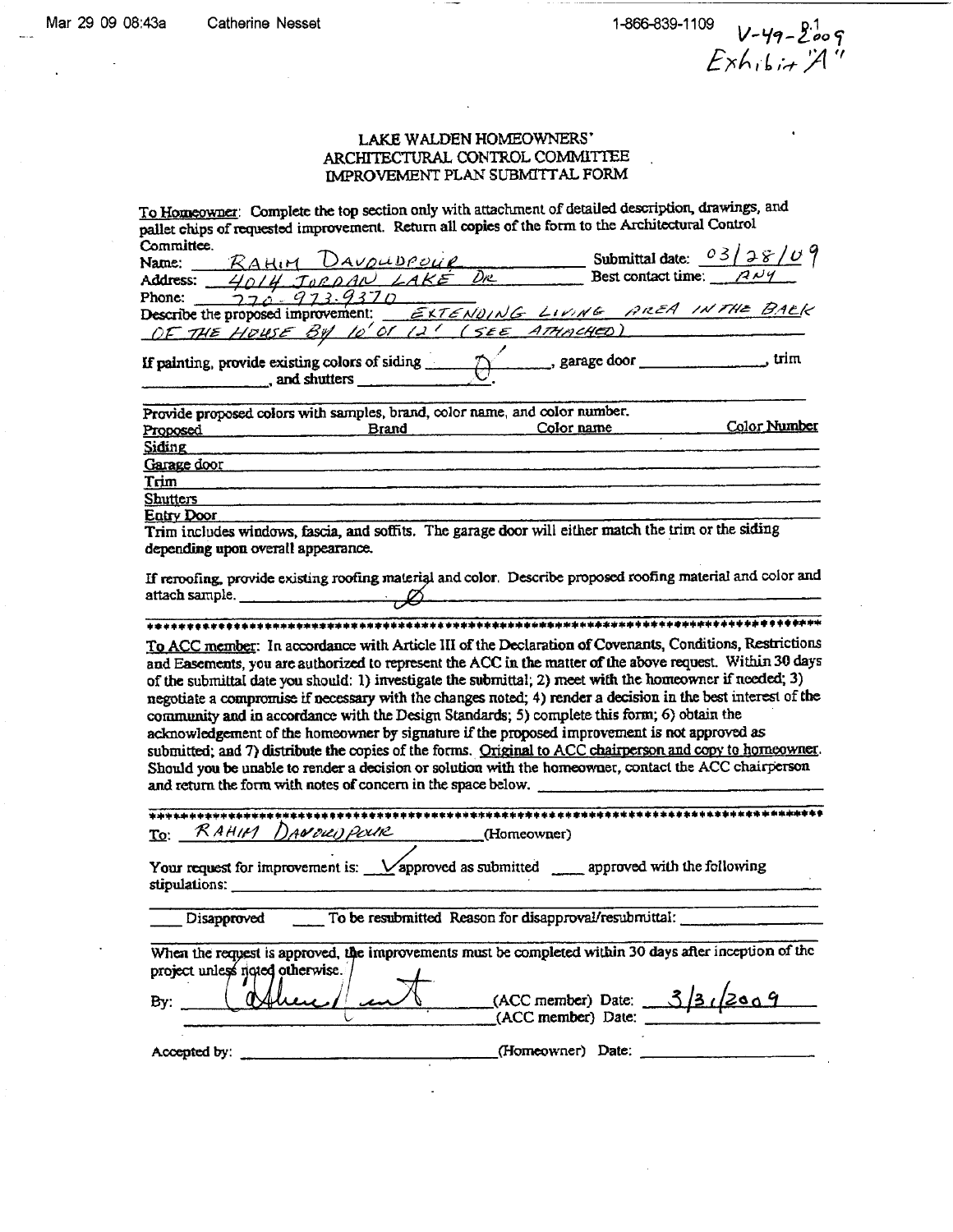Mar 29 09 08:43a Catherine Nesset 1-866-839-1109

V-49-2009
Exhibit "A"

# LAKE WALDEN HOMEOWNERS' ARCHITECTURAL CONTROL COMMITTEE IMPROVEMENT PLAN SUBMITTAL FORM

To Homeowner: Complete the top section only with attachment of detailed description, drawings, and pallet chips of requested improvement. Return all copies of the form to the Architectural Control Committee.

Name: RAHIM DAVOUDPOUR Submittal date: 03/28/09

Address: 4014 JORDAN LAKE DR Best contact time: ANY

Phone: 770-973-9370

Describe the proposed improvement: EXTENDING LIVING AREA IN THE BACK OF THE HOUSE BY 10' OR 12' (SEE ATTACHED)

If painting, provide existing colors of siding Ø, garage door \_\_\_\_\_\_, trim \_\_\_\_\_\_, and shutters \_\_\_\_\_\_.

Provide proposed colors with samples, brand, color name, and color number.

| Proposed | Brand | Color name | Color Number |
|---|---|---|---|
| Siding | | | |
| Garage door | | | |
| Trim | | | |
| Shutters | | | |
| Entry Door | | | |

Trim includes windows, fascia, and soffits. The garage door will either match the trim or the siding depending upon overall appearance.

If reroofing, provide existing roofing material and color. Describe proposed roofing material and color and attach sample. Ø

---

To ACC member: In accordance with Article III of the Declaration of Covenants, Conditions, Restrictions and Easements, you are authorized to represent the ACC in the matter of the above request. Within 30 days of the submittal date you should: 1) investigate the submittal; 2) meet with the homeowner if needed; 3) negotiate a compromise if necessary with the changes noted; 4) render a decision in the best interest of the community and in accordance with the Design Standards; 5) complete this form; 6) obtain the acknowledgement of the homeowner by signature if the proposed improvement is not approved as submitted; and 7) distribute the copies of the forms. Original to ACC chairperson and copy to homeowner. Should you be unable to render a decision or solution with the homeowner, contact the ACC chairperson and return the form with notes of concern in the space below.

---

To: RAHIM DAVOUDPOUR (Homeowner)

Your request for improvement is: ✓ approved as submitted \_\_\_\_ approved with the following stipulations:

\_\_\_\_ Disapproved \_\_\_\_ To be resubmitted Reason for disapproval/resubmittal:

When the request is approved, the improvements must be completed within 30 days after inception of the project unless noted otherwise.

By: [signature] (ACC member) Date: 3/31/2009

\_\_\_\_\_\_\_\_\_\_\_\_ (ACC member) Date: \_\_\_\_\_\_

Accepted by: \_\_\_\_\_\_\_\_\_\_\_\_ (Homeowner) Date: \_\_\_\_\_\_